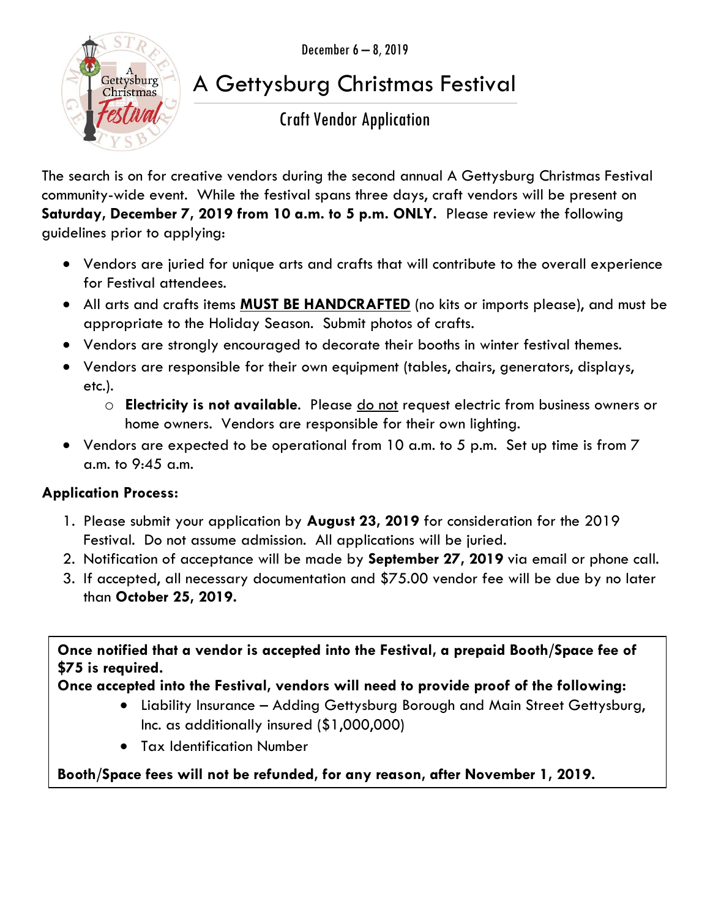December 6 – 8, 2019

# A Gettysburg Christmas Festival

## Craft Vendor Application

The search is on for creative vendors during the second annual A Gettysburg Christmas Festival community-wide event. While the festival spans three days, craft vendors will be present on **Saturday, December 7, 2019 from 10 a.m. to 5 p.m. ONLY.** Please review the following guidelines prior to applying:

- Vendors are juried for unique arts and crafts that will contribute to the overall experience for Festival attendees.
- All arts and crafts items <u>**MUST BE HANDCRAFTED**</u> (no kits or imports please), and must be appropriate to the Holiday Season. Submit photos of crafts.
- Vendors are strongly encouraged to decorate their booths in winter festival themes.
- Vendors are responsible for their own equipment (tables, chairs, generators, displays, etc.).
  - **Electricity is not available**. Please <u>do not</u> request electric from business owners or home owners. Vendors are responsible for their own lighting.
- Vendors are expected to be operational from 10 a.m. to 5 p.m. Set up time is from 7 a.m. to 9:45 a.m.

**Application Process:**

1. Please submit your application by **August 23, 2019** for consideration for the 2019 Festival. Do not assume admission. All applications will be juried.
2. Notification of acceptance will be made by **September 27, 2019** via email or phone call.
3. If accepted, all necessary documentation and $75.00 vendor fee will be due by no later than **October 25, 2019.**

**Once notified that a vendor is accepted into the Festival, a prepaid Booth/Space fee of $75 is required.**
**Once accepted into the Festival, vendors will need to provide proof of the following:**

- Liability Insurance – Adding Gettysburg Borough and Main Street Gettysburg, Inc. as additionally insured ($1,000,000)
- Tax Identification Number

**Booth/Space fees will not be refunded, for any reason, after November 1, 2019.**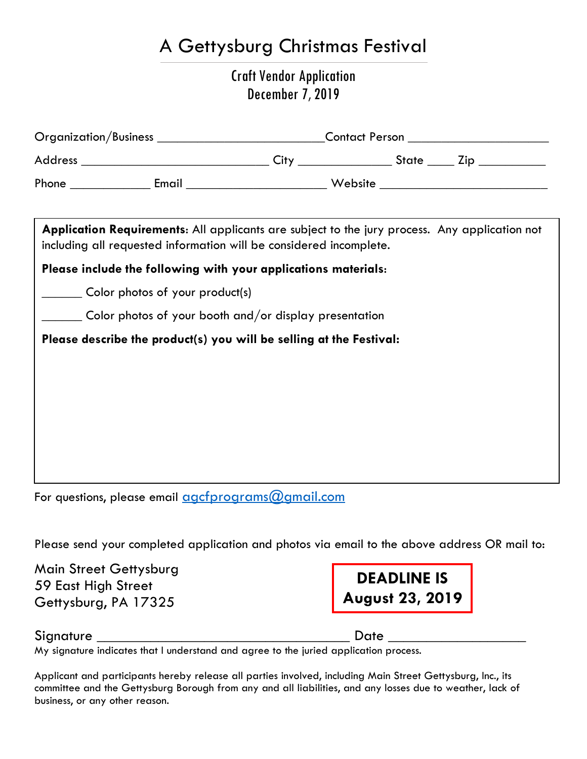# A Gettysburg Christmas Festival

## Craft Vendor Application
## December 7, 2019

Organization/Business \_\_\_\_\_\_\_\_\_\_\_\_\_\_\_\_\_\_\_\_\_\_\_\_\_ Contact Person \_\_\_\_\_\_\_\_\_\_\_\_\_\_\_\_\_\_\_\_\_

Address \_\_\_\_\_\_\_\_\_\_\_\_\_\_\_\_\_\_\_\_\_\_\_\_\_\_\_\_ City \_\_\_\_\_\_\_\_\_\_\_\_\_\_ State \_\_\_\_ Zip \_\_\_\_\_\_\_\_\_\_

Phone \_\_\_\_\_\_\_\_\_\_\_\_ Email \_\_\_\_\_\_\_\_\_\_\_\_\_\_\_\_\_\_\_\_\_ Website \_\_\_\_\_\_\_\_\_\_\_\_\_\_\_\_\_\_\_\_\_\_\_\_\_

**Application Requirements**: All applicants are subject to the jury process. Any application not including all requested information will be considered incomplete.

**Please include the following with your applications materials**:

\_\_\_\_\_\_ Color photos of your product(s)

\_\_\_\_\_\_ Color photos of your booth and/or display presentation

**Please describe the product(s) you will be selling at the Festival:**

For questions, please email agcfprograms@gmail.com

Please send your completed application and photos via email to the above address OR mail to:

Main Street Gettysburg
59 East High Street
Gettysburg, PA 17325

**DEADLINE IS August 23, 2019**

Signature \_\_\_\_\_\_\_\_\_\_\_\_\_\_\_\_\_\_\_\_\_\_\_\_\_\_\_\_\_\_\_\_\_\_\_\_ Date \_\_\_\_\_\_\_\_\_\_\_\_\_\_\_\_\_\_\_\_

My signature indicates that I understand and agree to the juried application process.

Applicant and participants hereby release all parties involved, including Main Street Gettysburg, Inc., its committee and the Gettysburg Borough from any and all liabilities, and any losses due to weather, lack of business, or any other reason.